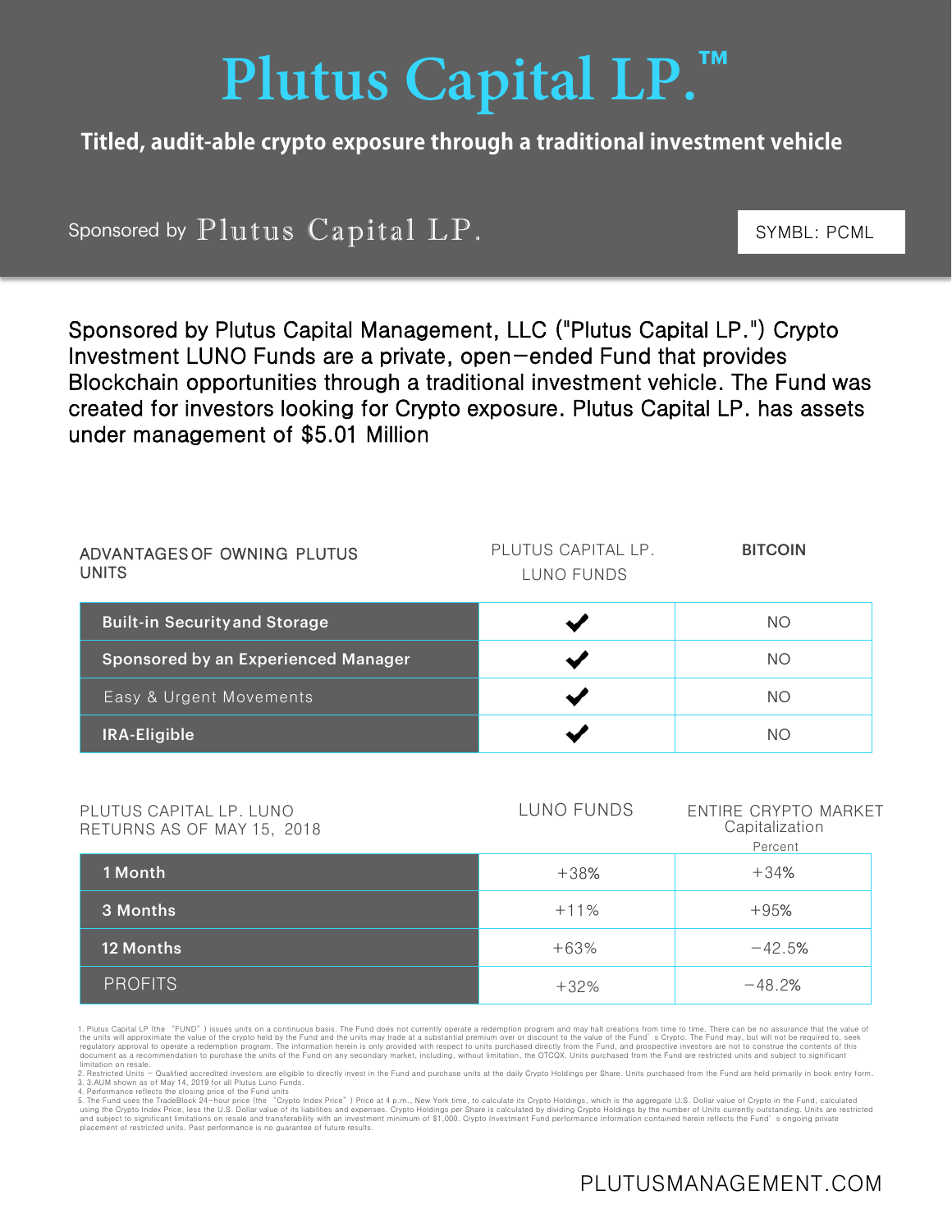# Plutus Capital LP.™

**Titled, audit-able crypto exposure through a traditional investment vehicle**

Sponsored by Plutus Capital LP.

SYMBL: PCML

Sponsored by Plutus Capital Management, LLC ("Plutus Capital LP.") Crypto Investment LUNO Funds are a private, open–ended Fund that provides Blockchain opportunities through a traditional investment vehicle. The Fund was created for investors looking for Crypto exposure. Plutus Capital LP. has assets under management of $5.01 Million

| ADVANTAGES OF OWNING PLUTUS UNITS | PLUTUS CAPITAL LP. LUNO FUNDS | **BITCOIN** |
|---|---|---|
| **Built-in Security and Storage** | ✔ | NO |
| **Sponsored by an Experienced Manager** | ✔ | NO |
| Easy & Urgent Movements | ✔ | NO |
| **IRA-Eligible** | ✔ | NO |

| PLUTUS CAPITAL LP. LUNO RETURNS AS OF MAY 15, 2018 | LUNO FUNDS | ENTIRE CRYPTO MARKET Capitalization Percent |
|---|---|---|
| **1 Month** | +38% | +34% |
| **3 Months** | +11% | +95% |
| **12 Months** | +63% | −42.5% |
| PROFITS | +32% | −48.2% |

1. Plutus Capital LP (the "FUND") issues units on a continuous basis. The Fund does not currently operate a redemption program and may halt creations from time to time. There can be no assurance that the value of the units will approximate the value of the crypto held by the Fund and the units may trade at a substantial premium over or discount to the value of the Fund's Crypto. The Fund may, but will not be required to, seek regulatory approval to operate a redemption program. The information herein is only provided with respect to units purchased directly from the Fund, and prospective investors are not to construe the contents of this document as a recommendation to purchase the units of the Fund on any secondary market, including, without limitation, the OTCQX. Units purchased from the Fund are restricted units and subject to significant limitation on resale.
2. Restricted Units – Qualified accredited investors are eligible to directly invest in the Fund and purchase units at the daily Crypto Holdings per Share. Units purchased from the Fund are held primarily in book entry form.
3. 3.AUM shown as of May 14, 2019 for all Plutus Luno Funds.
4. Performance reflects the closing price of the Fund units
5. The Fund uses the TradeBlock 24–hour price (the "Crypto Index Price") Price at 4 p.m., New York time, to calculate its Crypto Holdings, which is the aggregate U.S. Dollar value of Crypto in the Fund, calculated using the Crypto Index Price, less the U.S. Dollar value of its liabilities and expenses. Crypto Holdings per Share is calculated by dividing Crypto Holdings by the number of Units currently outstanding. Units are restricted and subject to significant limitations on resale and transferability with an investment minimum of $1,000. Crypto Investment Fund performance information contained herein reflects the Fund's ongoing private placement of restricted units. Past performance is no guarantee of future results.

PLUTUSMANAGEMENT.COM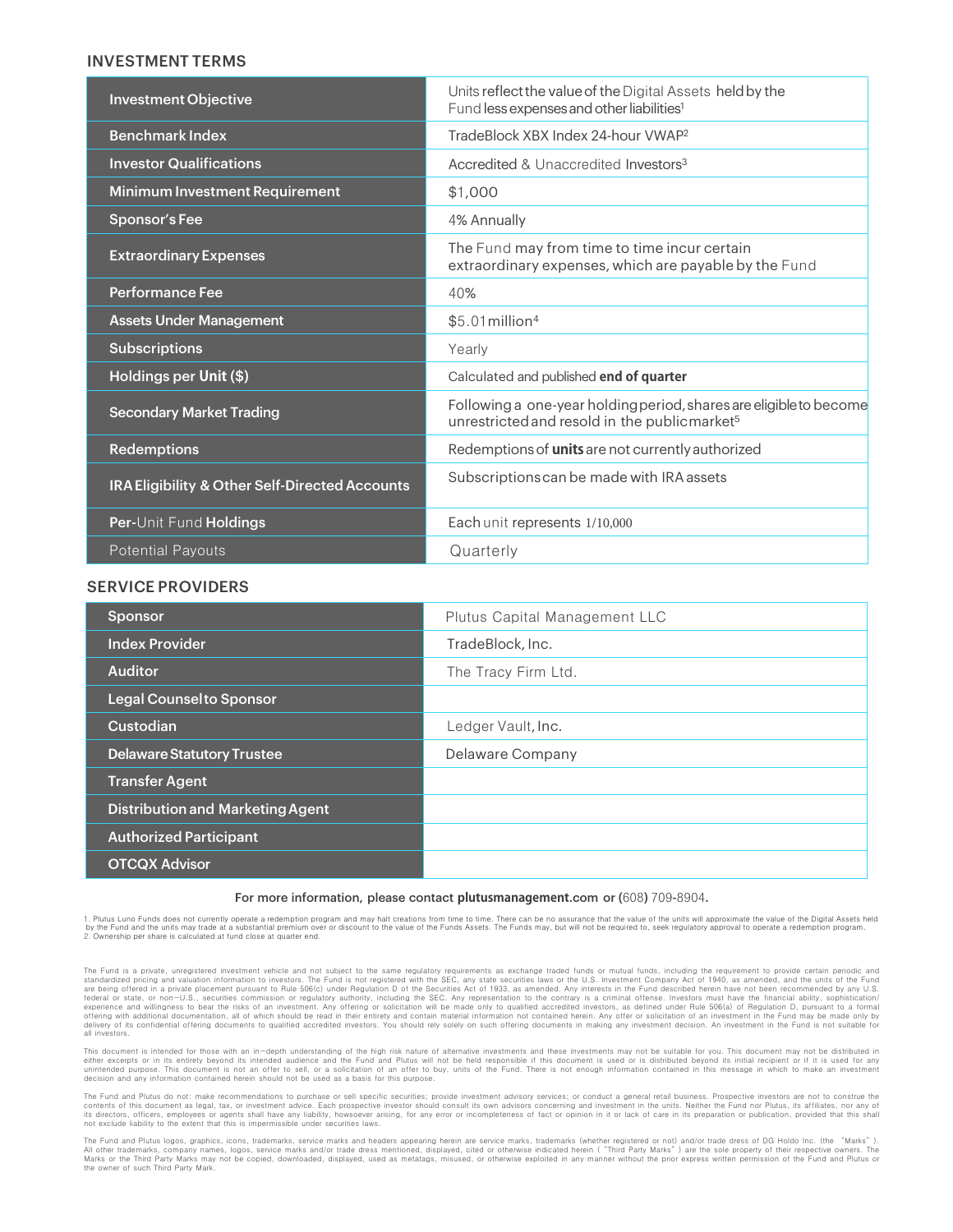## INVESTMENT TERMS

| | |
|---|---|
| Investment Objective | Units reflect the value of the Digital Assets held by the Fund less expenses and other liabilities[1] |
| Benchmark Index | TradeBlock XBX Index 24-hour VWAP[2] |
| Investor Qualifications | Accredited & Unaccredited Investors[3] |
| Minimum Investment Requirement | $1,000 |
| Sponsor's Fee | 4% Annually |
| Extraordinary Expenses | The Fund may from time to time incur certain extraordinary expenses, which are payable by the Fund |
| Performance Fee | 40% |
| Assets Under Management | $5.01million[4] |
| Subscriptions | Yearly |
| Holdings per Unit ($) | Calculated and published **end of quarter** |
| Secondary Market Trading | Following a one-year holding period, shares are eligible to become unrestricted and resold in the public market[5] |
| Redemptions | Redemptions of **units** are not currently authorized |
| IRA Eligibility & Other Self-Directed Accounts | Subscriptions can be made with IRA assets |
| Per-Unit Fund Holdings | Each unit represents 1/10,000 |
| Potential Payouts | Quarterly |

## SERVICE PROVIDERS

| | |
|---|---|
| Sponsor | Plutus Capital Management LLC |
| Index Provider | TradeBlock, Inc. |
| Auditor | The Tracy Firm Ltd. |
| Legal Counsel to Sponsor | |
| Custodian | Ledger Vault, Inc. |
| Delaware Statutory Trustee | Delaware Company |
| Transfer Agent | |
| Distribution and Marketing Agent | |
| Authorized Participant | |
| OTCQX Advisor | |

For more information, please contact **plutusmanagement**.com or (608) 709-8904.

1. Plutus Luno Funds does not currently operate a redemption program and may halt creations from time to time. There can be no assurance that the value of the units will approximate the value of the Digital Assets held by the Fund and the units may trade at a substantial premium over or discount to the value of the Funds Assets. The Funds may, but will not be required to, seek regulatory approval to operate a redemption program.
2. Ownership per share is calculated at fund close at quarter end.

The Fund is a private, unregistered investment vehicle and not subject to the same regulatory requirements as exchange traded funds or mutual funds, including the requirement to provide certain periodic and standardized pricing and valuation information to investors. The Fund is not registered with the SEC, any state securities laws or the U.S. Investment Company Act of 1940, as amended, and the units of the Fund are being offered in a private placement pursuant to Rule 506(c) under Regulation D of the Securities Act of 1933, as amended. Any interests in the Fund described herein have not been recommended by any U.S. federal or state, or non−U.S., securities commission or regulatory authority, including the SEC. Any representation to the contrary is a criminal offense. Investors must have the financial ability, sophistication/ experience and willingness to bear the risks of an investment. Any offering or solicitation will be made only to qualified accredited investors, as defined under Rule 506(a) of Regulation D, pursuant to a formal offering with additional documentation, all of which should be read in their entirety and contain material information not contained herein. Any offer or solicitation of an investment in the Fund may be made only by delivery of its confidential offering documents to qualified accredited investors. You should rely solely on such offering documents in making any investment decision. An investment in the Fund is not suitable for all investors.

This document is intended for those with an in−depth understanding of the high risk nature of alternative investments and these investments may not be suitable for you. This document may not be distributed in either excerpts or in its entirety beyond its intended audience and the Fund and Plutus will not be held responsible if this document is used or is distributed beyond its initial recipient or if it is used for any unintended purpose. This document is not an offer to sell, or a solicitation of an offer to buy, units of the Fund. There is not enough information contained in this message in which to make an investment decision and any information contained herein should not be used as a basis for this purpose.

The Fund and Plutus do not: make recommendations to purchase or sell specific securities; provide investment advisory services; or conduct a general retail business. Prospective investors are not to construe the contents of this document as legal, tax, or investment advice. Each prospective investor should consult its own advisors concerning and investment in the units. Neither the Fund nor Plutus, its affiliates, nor any of its directors, officers, employees or agents shall have any liability, howsoever arising, for any error or incompleteness of fact or opinion in it or lack of care in its preparation or publication, provided that this shall not exclude liability to the extent that this is impermissible under securities laws.

The Fund and Plutus logos, graphics, icons, trademarks, service marks and headers appearing herein are service marks, trademarks (whether registered or not) and/or trade dress of DG Holdo Inc. (the "Marks"). All other trademarks, company names, logos, service marks and/or trade dress mentioned, displayed, cited or otherwise indicated herein ("Third Party Marks") are the sole property of their respective owners. The Marks or the Third Party Marks may not be copied, downloaded, displayed, used as metatags, misused, or otherwise exploited in any manner without the prior express written permission of the Fund and Plutus or the owner of such Third Party Mark.